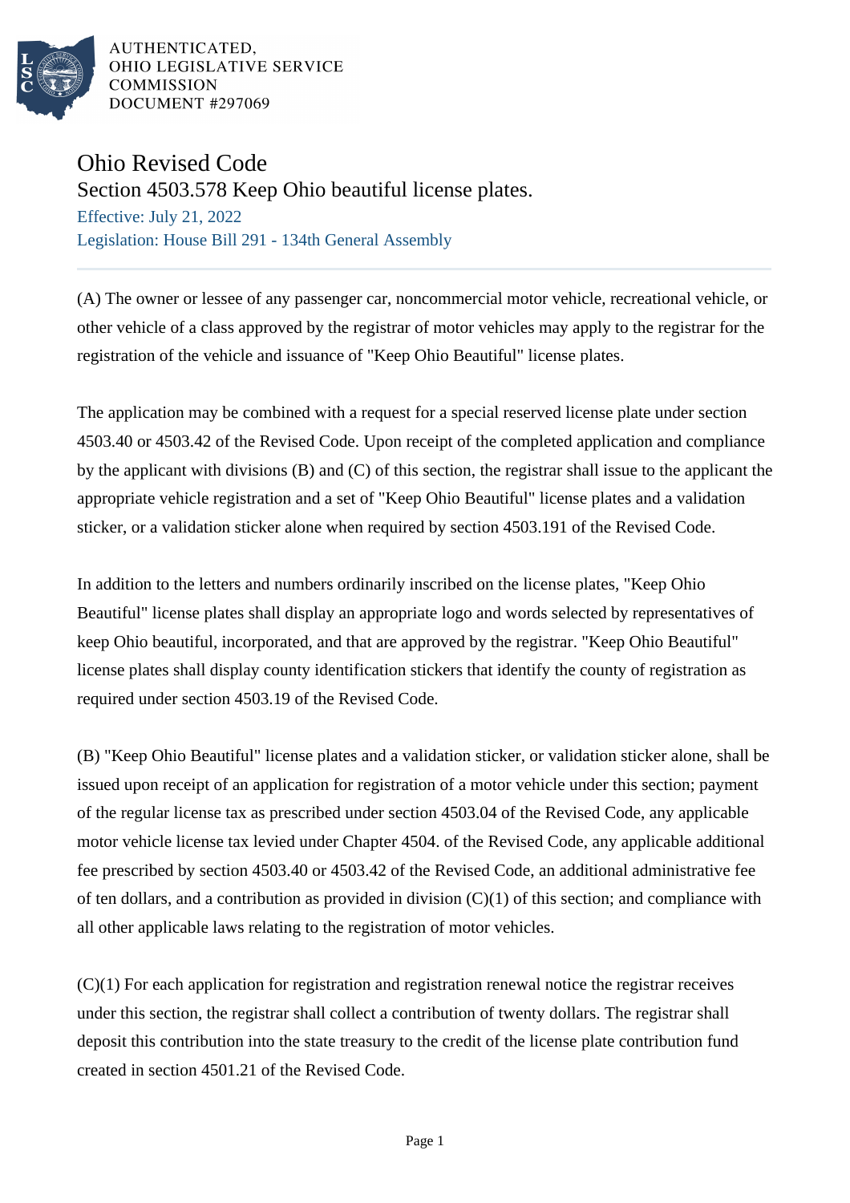AUTHENTICATED,
OHIO LEGISLATIVE SERVICE
COMMISSION
DOCUMENT #297069

# Ohio Revised Code

## Section 4503.578 Keep Ohio beautiful license plates.

Effective: July 21, 2022

Legislation: House Bill 291 - 134th General Assembly

(A) The owner or lessee of any passenger car, noncommercial motor vehicle, recreational vehicle, or other vehicle of a class approved by the registrar of motor vehicles may apply to the registrar for the registration of the vehicle and issuance of "Keep Ohio Beautiful" license plates.

The application may be combined with a request for a special reserved license plate under section 4503.40 or 4503.42 of the Revised Code. Upon receipt of the completed application and compliance by the applicant with divisions (B) and (C) of this section, the registrar shall issue to the applicant the appropriate vehicle registration and a set of "Keep Ohio Beautiful" license plates and a validation sticker, or a validation sticker alone when required by section 4503.191 of the Revised Code.

In addition to the letters and numbers ordinarily inscribed on the license plates, "Keep Ohio Beautiful" license plates shall display an appropriate logo and words selected by representatives of keep Ohio beautiful, incorporated, and that are approved by the registrar. "Keep Ohio Beautiful" license plates shall display county identification stickers that identify the county of registration as required under section 4503.19 of the Revised Code.

(B) "Keep Ohio Beautiful" license plates and a validation sticker, or validation sticker alone, shall be issued upon receipt of an application for registration of a motor vehicle under this section; payment of the regular license tax as prescribed under section 4503.04 of the Revised Code, any applicable motor vehicle license tax levied under Chapter 4504. of the Revised Code, any applicable additional fee prescribed by section 4503.40 or 4503.42 of the Revised Code, an additional administrative fee of ten dollars, and a contribution as provided in division (C)(1) of this section; and compliance with all other applicable laws relating to the registration of motor vehicles.

(C)(1) For each application for registration and registration renewal notice the registrar receives under this section, the registrar shall collect a contribution of twenty dollars. The registrar shall deposit this contribution into the state treasury to the credit of the license plate contribution fund created in section 4501.21 of the Revised Code.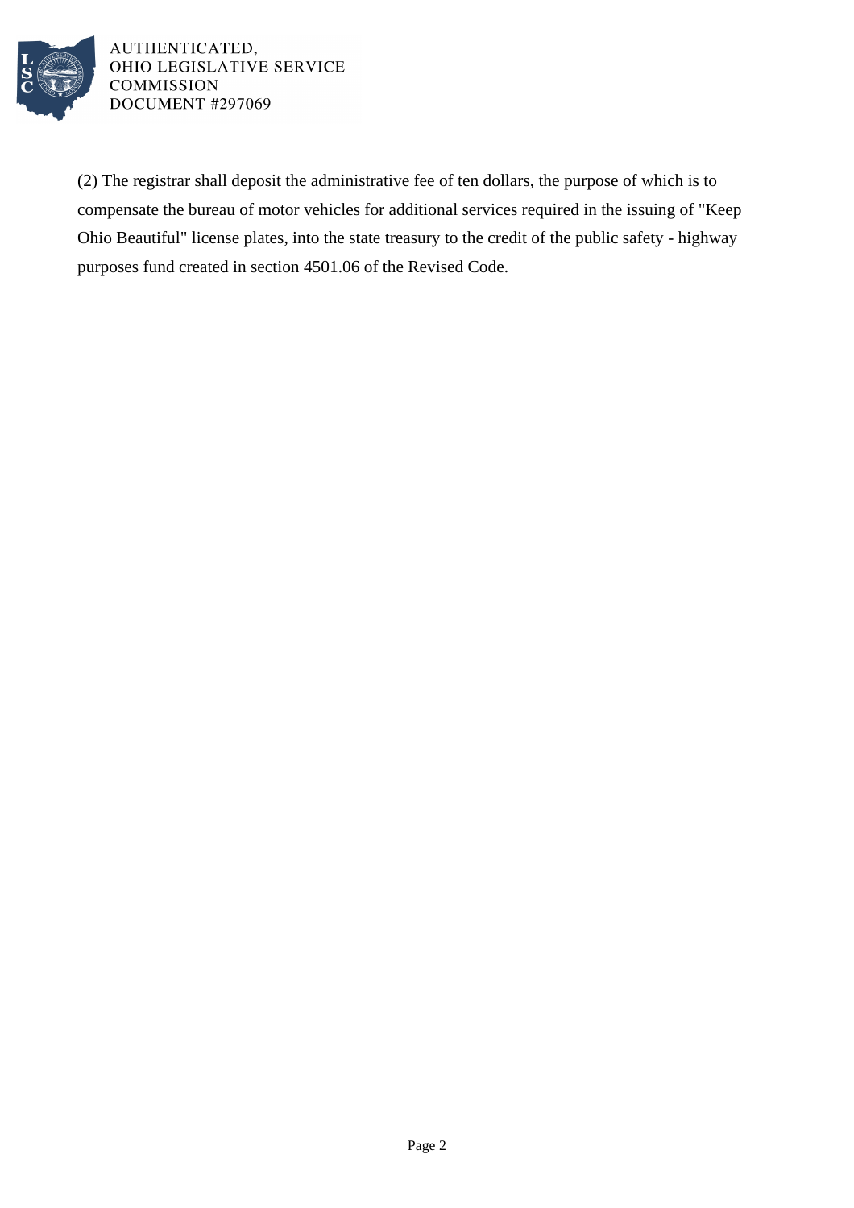(2) The registrar shall deposit the administrative fee of ten dollars, the purpose of which is to compensate the bureau of motor vehicles for additional services required in the issuing of "Keep Ohio Beautiful" license plates, into the state treasury to the credit of the public safety - highway purposes fund created in section 4501.06 of the Revised Code.